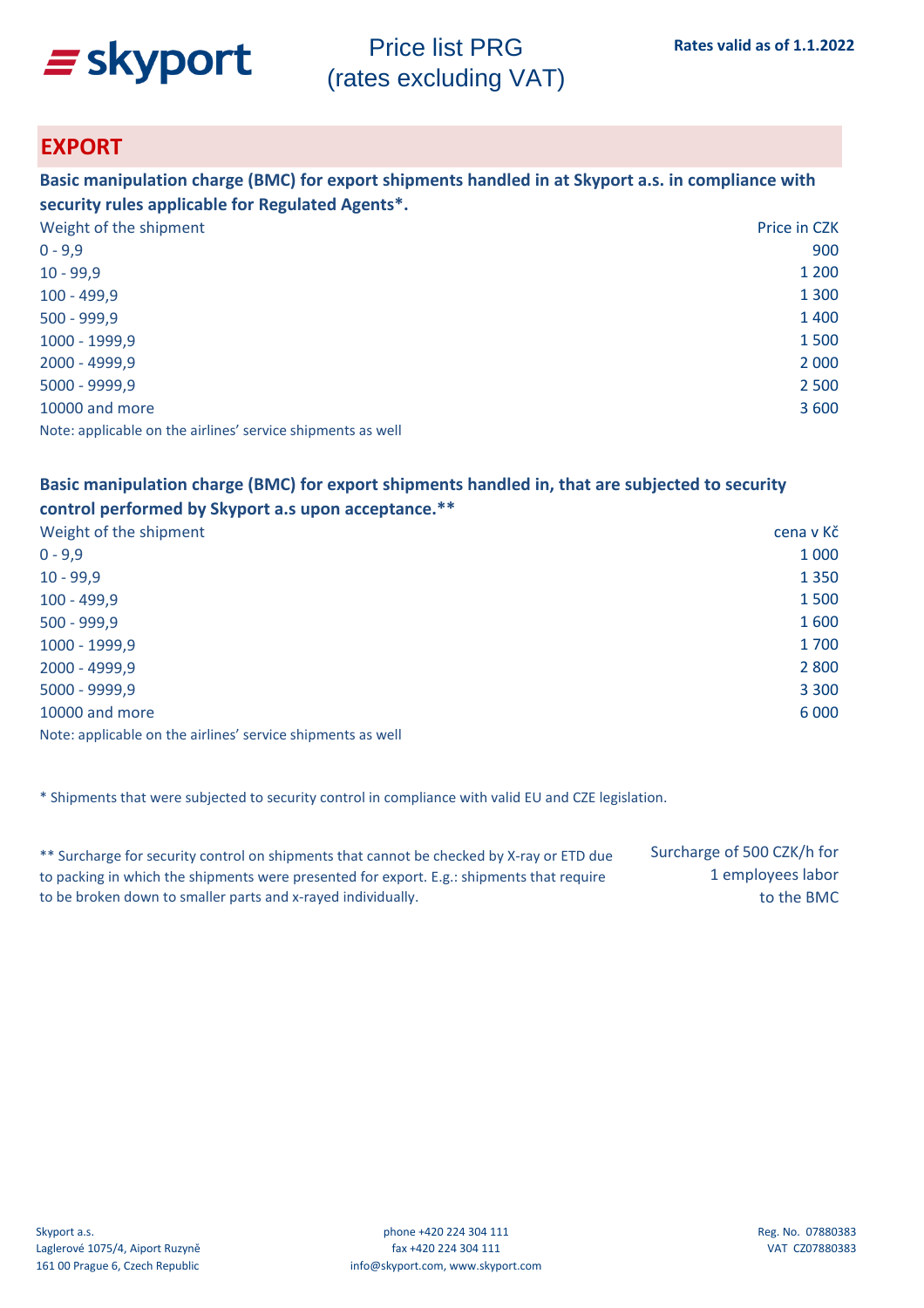**skyport**

# Price list PRG (rates excluding VAT)

**Rates valid as of 1.1.2022**

## EXPORT

**Basic manipulation charge (BMC) for export shipments handled in at Skyport a.s. in compliance with security rules applicable for Regulated Agents*.**

| Weight of the shipment | Price in CZK |
|---|---|
| 0 - 9,9 | 900 |
| 10 - 99,9 | 1 200 |
| 100 - 499,9 | 1 300 |
| 500 - 999,9 | 1 400 |
| 1000 - 1999,9 | 1 500 |
| 2000 - 4999,9 | 2 000 |
| 5000 - 9999,9 | 2 500 |
| 10000 and more | 3 600 |

Note: applicable on the airlines' service shipments as well

**Basic manipulation charge (BMC) for export shipments handled in, that are subjected to security control performed by Skyport a.s upon acceptance.****

| Weight of the shipment | cena v Kč |
|---|---|
| 0 - 9,9 | 1 000 |
| 10 - 99,9 | 1 350 |
| 100 - 499,9 | 1 500 |
| 500 - 999,9 | 1 600 |
| 1000 - 1999,9 | 1 700 |
| 2000 - 4999,9 | 2 800 |
| 5000 - 9999,9 | 3 300 |
| 10000 and more | 6 000 |

Note: applicable on the airlines' service shipments as well

* Shipments that were subjected to security control in compliance with valid EU and CZE legislation.

| | |
|---|---|
| ** Surcharge for security control on shipments that cannot be checked by X-ray or ETD due to packing in which the shipments were presented for export. E.g.: shipments that require to be broken down to smaller parts and x-rayed individually. | Surcharge of 500 CZK/h for 1 employees labor to the BMC |

Skyport a.s.
Laglerové 1075/4, Aiport Ruzyně
161 00 Prague 6, Czech Republic

phone +420 224 304 111
fax +420 224 304 111
info@skyport.com, www.skyport.com

Reg. No. 07880383
VAT CZ07880383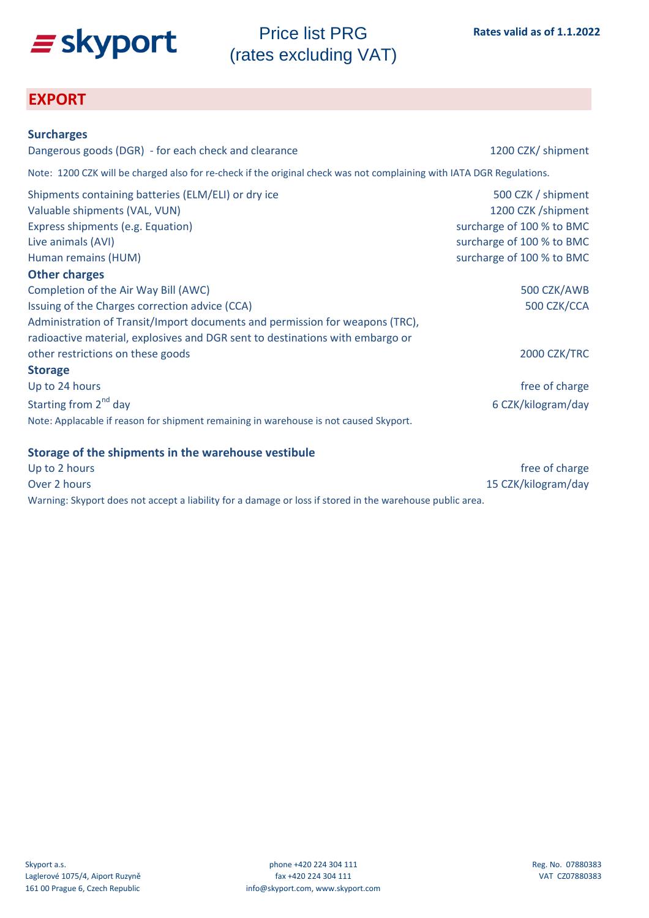# Price list PRG (rates excluding VAT)

**Rates valid as of 1.1.2022**

## EXPORT

### Surcharges

| | |
|---|---|
| Dangerous goods (DGR) - for each check and clearance | 1200 CZK/ shipment |

Note: 1200 CZK will be charged also for re-check if the original check was not complaining with IATA DGR Regulations.

| | |
|---|---|
| Shipments containing batteries (ELM/ELI) or dry ice | 500 CZK / shipment |
| Valuable shipments (VAL, VUN) | 1200 CZK /shipment |
| Express shipments (e.g. Equation) | surcharge of 100 % to BMC |
| Live animals (AVI) | surcharge of 100 % to BMC |
| Human remains (HUM) | surcharge of 100 % to BMC |

### Other charges

| | |
|---|---|
| Completion of the Air Way Bill (AWC) | 500 CZK/AWB |
| Issuing of the Charges correction advice (CCA) | 500 CZK/CCA |
| Administration of Transit/Import documents and permission for weapons (TRC), radioactive material, explosives and DGR sent to destinations with embargo or other restrictions on these goods | 2000 CZK/TRC |

### Storage

| | |
|---|---|
| Up to 24 hours | free of charge |
| Starting from 2nd day | 6 CZK/kilogram/day |

Note: Applacable if reason for shipment remaining in warehouse is not caused Skyport.

### Storage of the shipments in the warehouse vestibule

| | |
|---|---|
| Up to 2 hours | free of charge |
| Over 2 hours | 15 CZK/kilogram/day |

Warning: Skyport does not accept a liability for a damage or loss if stored in the warehouse public area.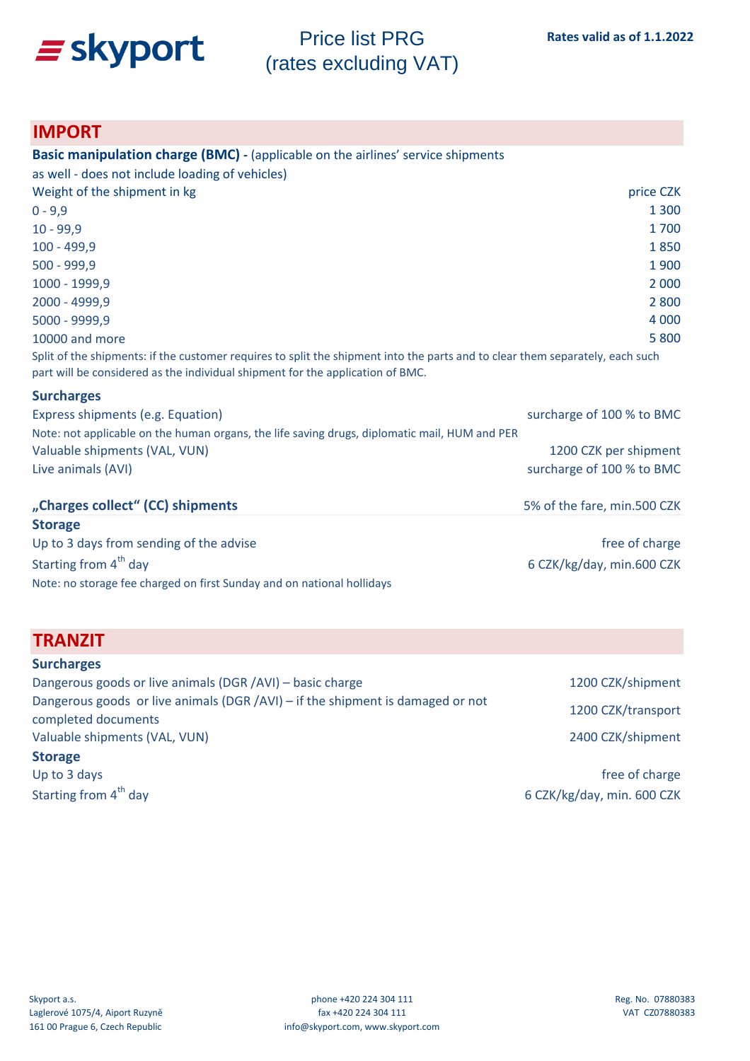**skyport**

# Price list PRG (rates excluding VAT)

**Rates valid as of 1.1.2022**

## IMPORT

**Basic manipulation charge (BMC) -** (applicable on the airlines' service shipments as well - does not include loading of vehicles)

| Weight of the shipment in kg | price CZK |
|---|---|
| 0 - 9,9 | 1 300 |
| 10 - 99,9 | 1 700 |
| 100 - 499,9 | 1 850 |
| 500 - 999,9 | 1 900 |
| 1000 - 1999,9 | 2 000 |
| 2000 - 4999,9 | 2 800 |
| 5000 - 9999,9 | 4 000 |
| 10000 and more | 5 800 |

Split of the shipments: if the customer requires to split the shipment into the parts and to clear them separately, each such part will be considered as the individual shipment for the application of BMC.

### Surcharges

| | |
|---|---|
| Express shipments (e.g. Equation) | surcharge of 100 % to BMC |
| Note: not applicable on the human organs, the life saving drugs, diplomatic mail, HUM and PER | |
| Valuable shipments (VAL, VUN) | 1200 CZK per shipment |
| Live animals (AVI) | surcharge of 100 % to BMC |

| | |
|---|---|
| **„Charges collect" (CC) shipments** | 5% of the fare, min.500 CZK |

### Storage

| | |
|---|---|
| Up to 3 days from sending of the advise | free of charge |
| Starting from 4th day | 6 CZK/kg/day, min.600 CZK |

Note: no storage fee charged on first Sunday and on national hollidays

## TRANZIT

### Surcharges

| | |
|---|---|
| Dangerous goods or live animals (DGR /AVI) – basic charge | 1200 CZK/shipment |
| Dangerous goods or live animals (DGR /AVI) – if the shipment is damaged or not completed documents | 1200 CZK/transport |
| Valuable shipments (VAL, VUN) | 2400 CZK/shipment |

### Storage

| | |
|---|---|
| Up to 3 days | free of charge |
| Starting from 4th day | 6 CZK/kg/day, min. 600 CZK |

Skyport a.s.
Laglerové 1075/4, Aiport Ruzyně
161 00 Prague 6, Czech Republic

phone +420 224 304 111
fax +420 224 304 111
info@skyport.com, www.skyport.com

Reg. No. 07880383
VAT CZ07880383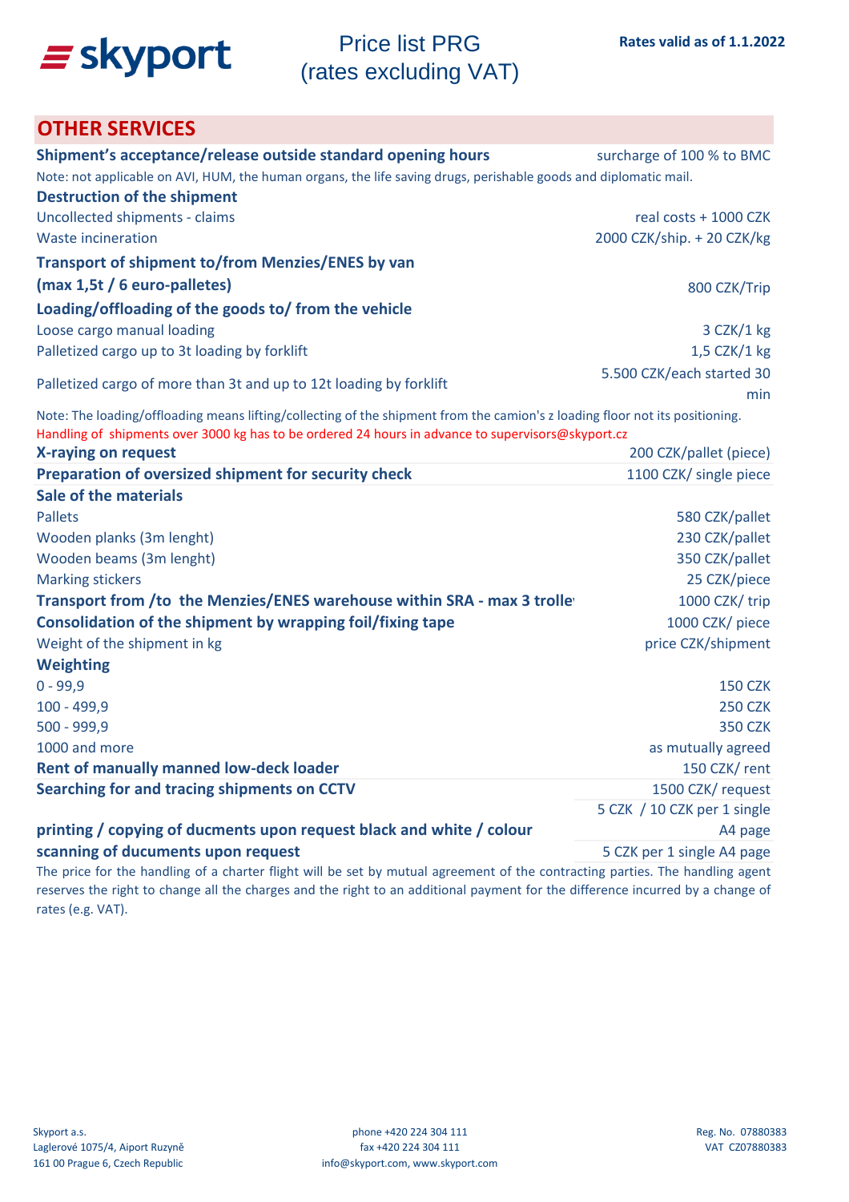**skyport**

# Price list PRG (rates excluding VAT)

**Rates valid as of 1.1.2022**

## OTHER SERVICES

| | |
|---|---|
| **Shipment's acceptance/release outside standard opening hours** | surcharge of 100 % to BMC |

Note: not applicable on AVI, HUM, the human organs, the life saving drugs, perishable goods and diplomatic mail.

| | |
|---|---|
| **Destruction of the shipment** | |
| Uncollected shipments - claims | real costs + 1000 CZK |
| Waste incineration | 2000 CZK/ship. + 20 CZK/kg |
| **Transport of shipment to/from Menzies/ENES by van (max 1,5t / 6 euro-palletes)** | 800 CZK/Trip |
| **Loading/offloading of the goods to/ from the vehicle** | |
| Loose cargo manual loading | 3 CZK/1 kg |
| Palletized cargo up to 3t loading by forklift | 1,5 CZK/1 kg |
| Palletized cargo of more than 3t and up to 12t loading by forklift | 5.500 CZK/each started 30 min |

Note: The loading/offloading means lifting/collecting of the shipment from the camion's z loading floor not its positioning.
Handling of shipments over 3000 kg has to be ordered 24 hours in advance to supervisors@skyport.cz

| | |
|---|---|
| **X-raying on request** | 200 CZK/pallet (piece) |
| **Preparation of oversized shipment for security check** | 1100 CZK/ single piece |
| **Sale of the materials** | |
| Pallets | 580 CZK/pallet |
| Wooden planks (3m lenght) | 230 CZK/pallet |
| Wooden beams (3m lenght) | 350 CZK/pallet |
| Marking stickers | 25 CZK/piece |
| **Transport from /to the Menzies/ENES warehouse within SRA - max 3 trolle** | 1000 CZK/ trip |
| **Consolidation of the shipment by wrapping foil/fixing tape** | 1000 CZK/ piece |
| Weight of the shipment in kg | price CZK/shipment |
| **Weighting** | |
| 0 - 99,9 | 150 CZK |
| 100 - 499,9 | 250 CZK |
| 500 - 999,9 | 350 CZK |
| 1000 and more | as mutually agreed |
| **Rent of manually manned low-deck loader** | 150 CZK/ rent |
| **Searching for and tracing shipments on CCTV** | 1500 CZK/ request |
| **printing / copying of ducments upon request black and white / colour** | 5 CZK / 10 CZK per 1 single A4 page |
| **scanning of ducuments upon request** | 5 CZK per 1 single A4 page |

The price for the handling of a charter flight will be set by mutual agreement of the contracting parties. The handling agent reserves the right to change all the charges and the right to an additional payment for the difference incurred by a change of rates (e.g. VAT).

Skyport a.s.
Laglerové 1075/4, Aiport Ruzyně
161 00 Prague 6, Czech Republic

phone +420 224 304 111
fax +420 224 304 111
info@skyport.com, www.skyport.com

Reg. No. 07880383
VAT CZ07880383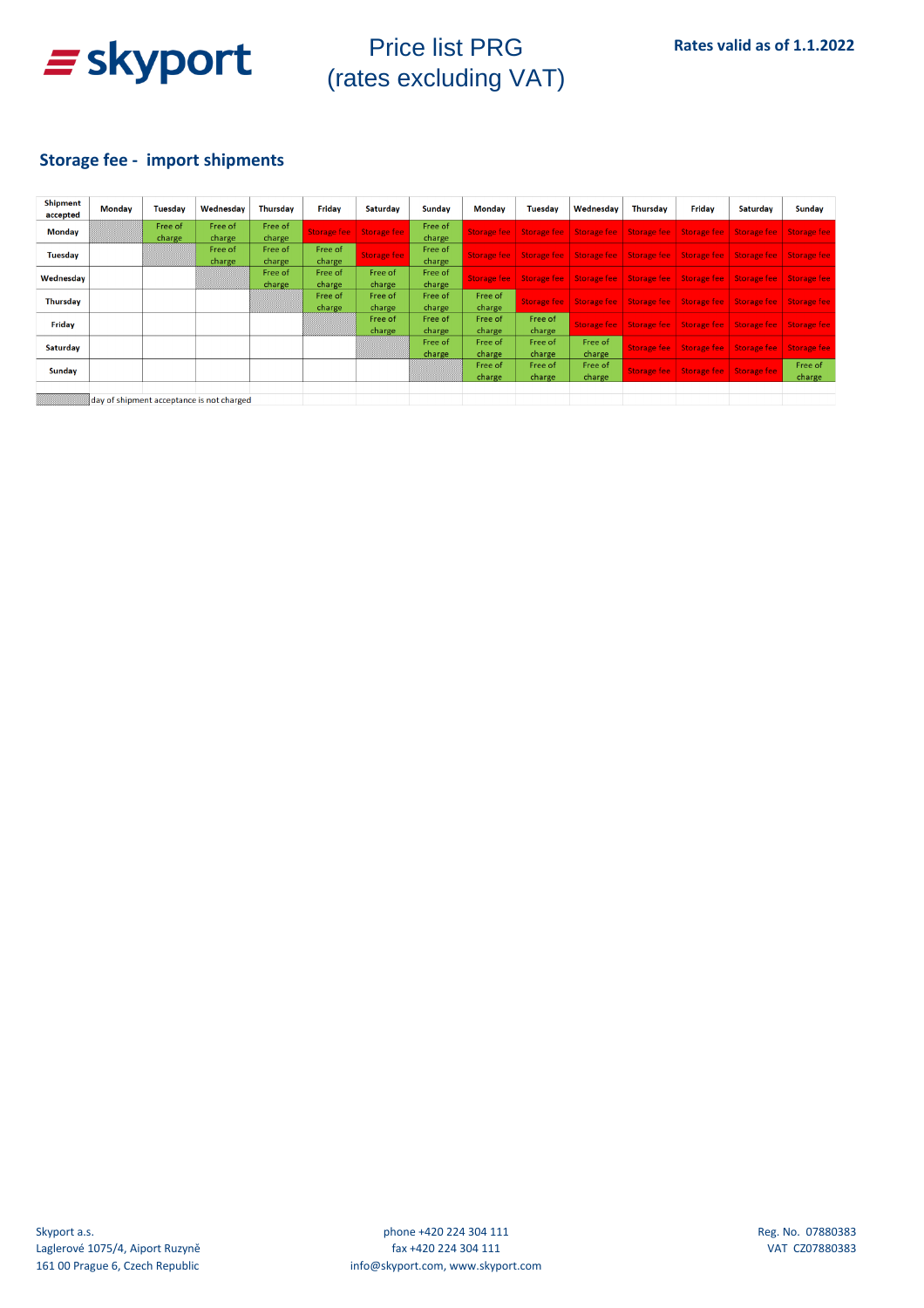## Storage fee - import shipments

| Shipment accepted | Monday | Tuesday | Wednesday | Thursday | Friday | Saturday | Sunday | Monday | Tuesday | Wednesday | Thursday | Friday | Saturday | Sunday |
|---|---|---|---|---|---|---|---|---|---|---|---|---|---|---|
| Monday | ▒ | Free of charge | Free of charge | Free of charge | Storage fee | Storage fee | Free of charge | Storage fee | Storage fee | Storage fee | Storage fee | Storage fee | Storage fee | Storage fee |
| Tuesday | | ▒ | Free of charge | Free of charge | Free of charge | Storage fee | Free of charge | Storage fee | Storage fee | Storage fee | Storage fee | Storage fee | Storage fee | Storage fee |
| Wednesday | | | ▒ | Free of charge | Free of charge | Free of charge | Free of charge | Storage fee | Storage fee | Storage fee | Storage fee | Storage fee | Storage fee | Storage fee |
| Thursday | | | | ▒ | Free of charge | Free of charge | Free of charge | Free of charge | Storage fee | Storage fee | Storage fee | Storage fee | Storage fee | Storage fee |
| Friday | | | | | ▒ | Free of charge | Free of charge | Free of charge | Free of charge | Storage fee | Storage fee | Storage fee | Storage fee | Storage fee |
| Saturday | | | | | | ▒ | Free of charge | Free of charge | Free of charge | Free of charge | Storage fee | Storage fee | Storage fee | Storage fee |
| Sunday | | | | | | | ▒ | Free of charge | Free of charge | Free of charge | Storage fee | Storage fee | Storage fee | Free of charge |

▒ day of shipment acceptance is not charged